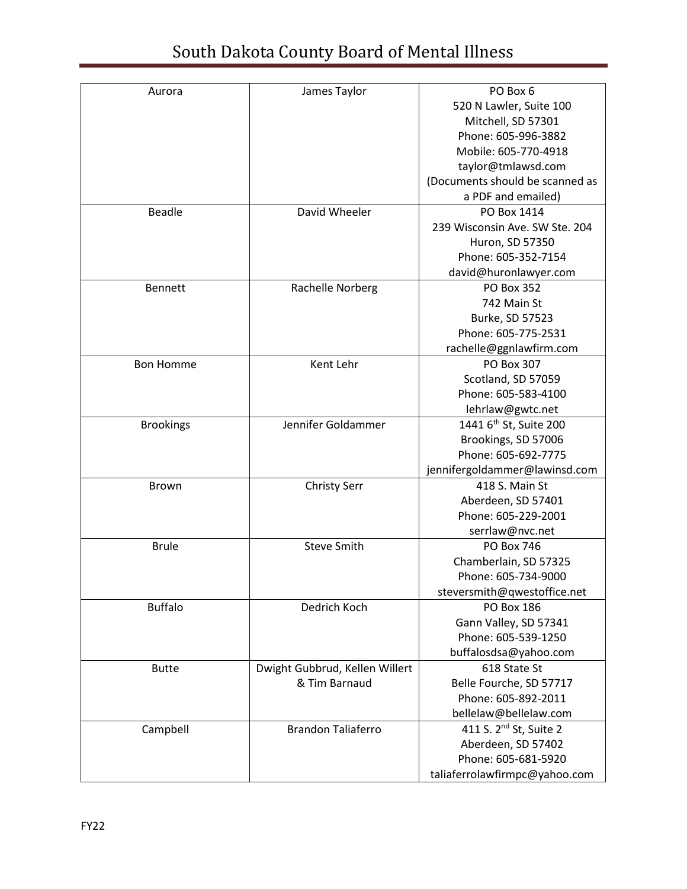# South Dakota County Board of Mental Illness

| | | |
|---|---|---|
| Aurora | James Taylor | PO Box 6<br>520 N Lawler, Suite 100<br>Mitchell, SD 57301<br>Phone: 605-996-3882<br>Mobile: 605-770-4918<br>taylor@tmlawsd.com<br>(Documents should be scanned as a PDF and emailed) |
| Beadle | David Wheeler | PO Box 1414<br>239 Wisconsin Ave. SW Ste. 204<br>Huron, SD 57350<br>Phone: 605-352-7154<br>david@huronlawyer.com |
| Bennett | Rachelle Norberg | PO Box 352<br>742 Main St<br>Burke, SD 57523<br>Phone: 605-775-2531<br>rachelle@ggnlawfirm.com |
| Bon Homme | Kent Lehr | PO Box 307<br>Scotland, SD 57059<br>Phone: 605-583-4100<br>lehrlaw@gwtc.net |
| Brookings | Jennifer Goldammer | 1441 6th St, Suite 200<br>Brookings, SD 57006<br>Phone: 605-692-7775<br>jennifergoldammer@lawinsd.com |
| Brown | Christy Serr | 418 S. Main St<br>Aberdeen, SD 57401<br>Phone: 605-229-2001<br>serrlaw@nvc.net |
| Brule | Steve Smith | PO Box 746<br>Chamberlain, SD 57325<br>Phone: 605-734-9000<br>steversmith@qwestoffice.net |
| Buffalo | Dedrich Koch | PO Box 186<br>Gann Valley, SD 57341<br>Phone: 605-539-1250<br>buffalosdsa@yahoo.com |
| Butte | Dwight Gubbrud, Kellen Willert & Tim Barnaud | 618 State St<br>Belle Fourche, SD 57717<br>Phone: 605-892-2011<br>bellelaw@bellelaw.com |
| Campbell | Brandon Taliaferro | 411 S. 2nd St, Suite 2<br>Aberdeen, SD 57402<br>Phone: 605-681-5920<br>taliaferrolawfirmpc@yahoo.com |

FY22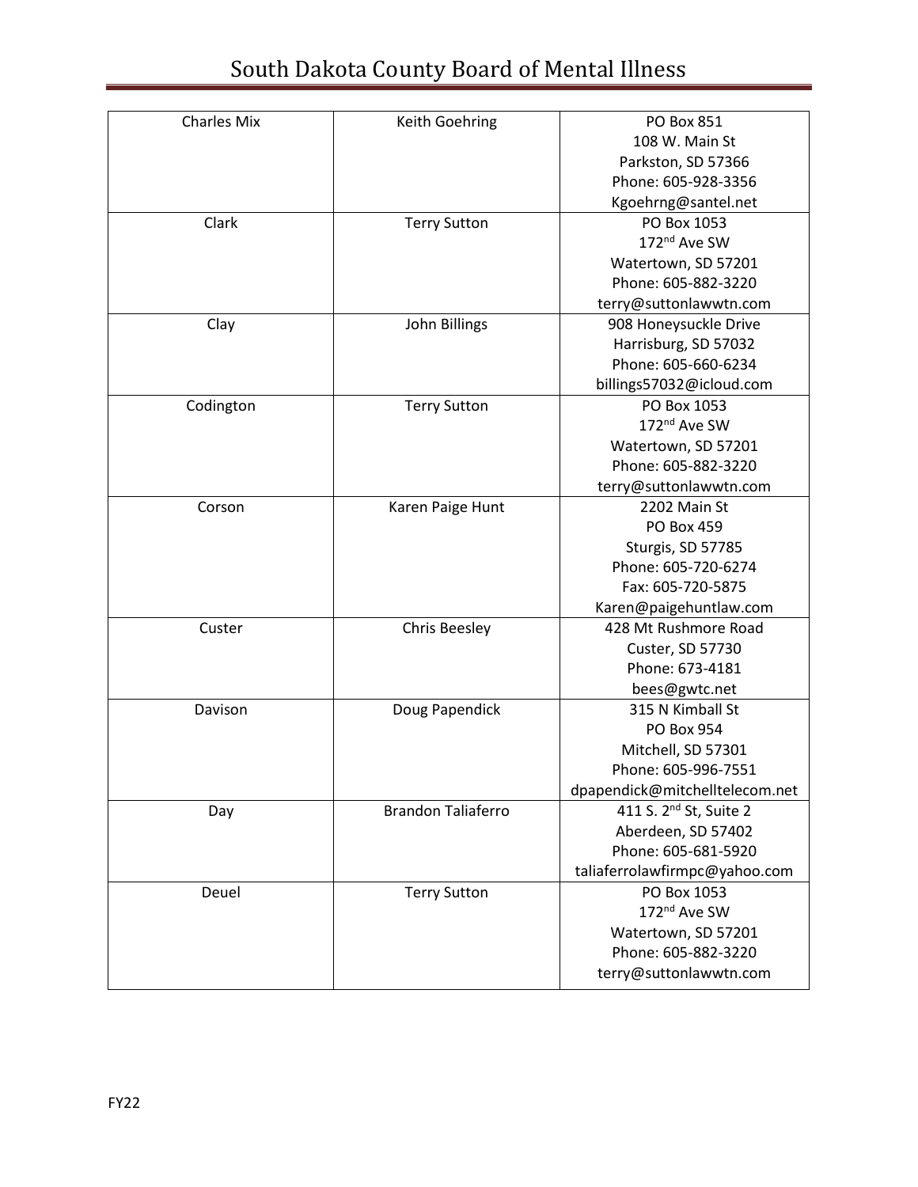| Charles Mix | Keith Goehring | PO Box 851<br>108 W. Main St<br>Parkston, SD 57366<br>Phone: 605-928-3356<br>Kgoehrng@santel.net |
|---|---|---|
| Clark | Terry Sutton | PO Box 1053<br>172nd Ave SW<br>Watertown, SD 57201<br>Phone: 605-882-3220<br>terry@suttonlawwtn.com |
| Clay | John Billings | 908 Honeysuckle Drive<br>Harrisburg, SD 57032<br>Phone: 605-660-6234<br>billings57032@icloud.com |
| Codington | Terry Sutton | PO Box 1053<br>172nd Ave SW<br>Watertown, SD 57201<br>Phone: 605-882-3220<br>terry@suttonlawwtn.com |
| Corson | Karen Paige Hunt | 2202 Main St<br>PO Box 459<br>Sturgis, SD 57785<br>Phone: 605-720-6274<br>Fax: 605-720-5875<br>Karen@paigehuntlaw.com |
| Custer | Chris Beesley | 428 Mt Rushmore Road<br>Custer, SD 57730<br>Phone: 673-4181<br>bees@gwtc.net |
| Davison | Doug Papendick | 315 N Kimball St<br>PO Box 954<br>Mitchell, SD 57301<br>Phone: 605-996-7551<br>dpapendick@mitchelltelecom.net |
| Day | Brandon Taliaferro | 411 S. 2nd St, Suite 2<br>Aberdeen, SD 57402<br>Phone: 605-681-5920<br>taliaferrolawfirmpc@yahoo.com |
| Deuel | Terry Sutton | PO Box 1053<br>172nd Ave SW<br>Watertown, SD 57201<br>Phone: 605-882-3220<br>terry@suttonlawwtn.com |

FY22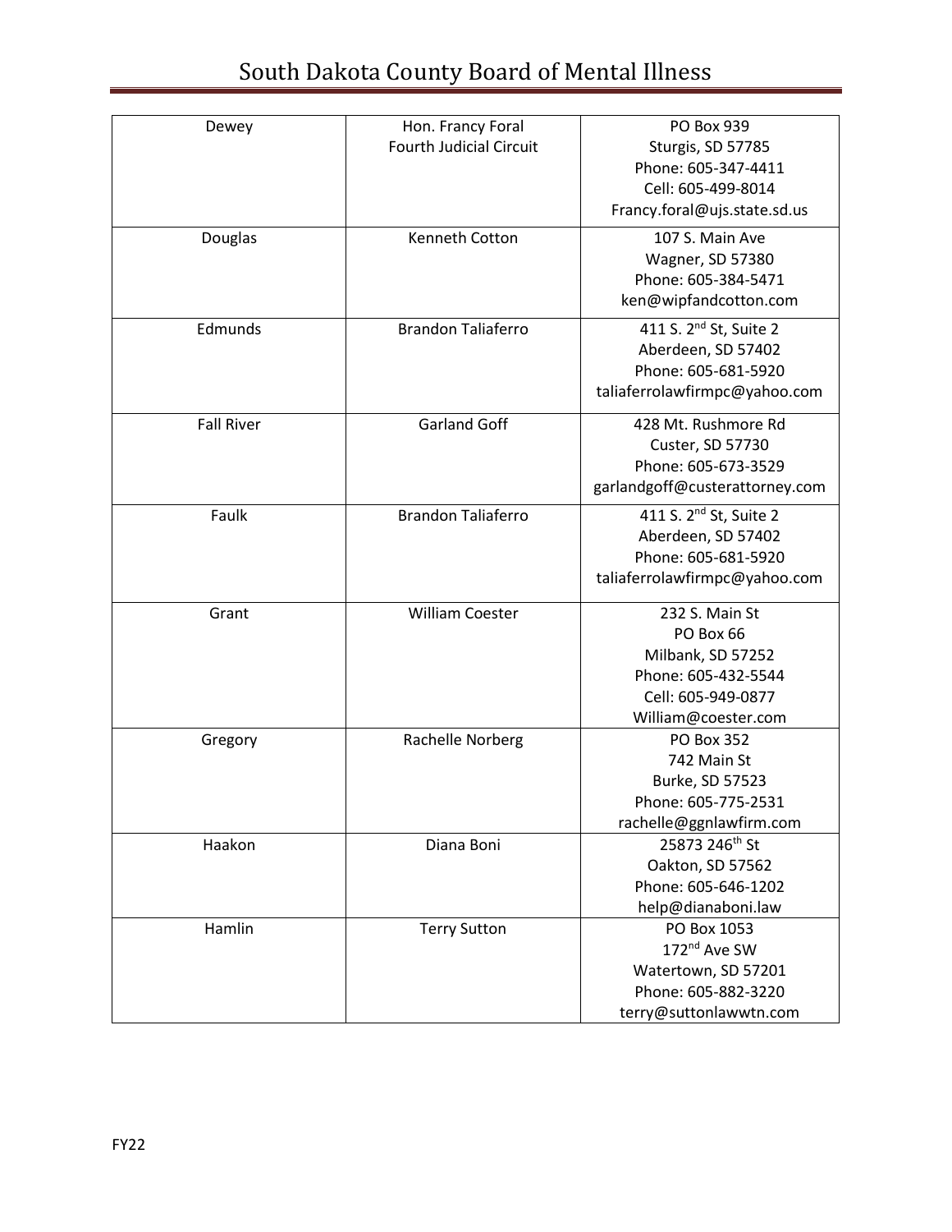| Dewey | Hon. Francy Foral<br>Fourth Judicial Circuit | PO Box 939<br>Sturgis, SD 57785<br>Phone: 605-347-4411<br>Cell: 605-499-8014<br>Francy.foral@ujs.state.sd.us |
|---|---|---|
| Douglas | Kenneth Cotton | 107 S. Main Ave<br>Wagner, SD 57380<br>Phone: 605-384-5471<br>ken@wipfandcotton.com |
| Edmunds | Brandon Taliaferro | 411 S. 2nd St, Suite 2<br>Aberdeen, SD 57402<br>Phone: 605-681-5920<br>taliaferrolawfirmpc@yahoo.com |
| Fall River | Garland Goff | 428 Mt. Rushmore Rd<br>Custer, SD 57730<br>Phone: 605-673-3529<br>garlandgoff@custerattorney.com |
| Faulk | Brandon Taliaferro | 411 S. 2nd St, Suite 2<br>Aberdeen, SD 57402<br>Phone: 605-681-5920<br>taliaferrolawfirmpc@yahoo.com |
| Grant | William Coester | 232 S. Main St<br>PO Box 66<br>Milbank, SD 57252<br>Phone: 605-432-5544<br>Cell: 605-949-0877<br>William@coester.com |
| Gregory | Rachelle Norberg | PO Box 352<br>742 Main St<br>Burke, SD 57523<br>Phone: 605-775-2531<br>rachelle@ggnlawfirm.com |
| Haakon | Diana Boni | 25873 246th St<br>Oakton, SD 57562<br>Phone: 605-646-1202<br>help@dianaboni.law |
| Hamlin | Terry Sutton | PO Box 1053<br>172nd Ave SW<br>Watertown, SD 57201<br>Phone: 605-882-3220<br>terry@suttonlawwtn.com |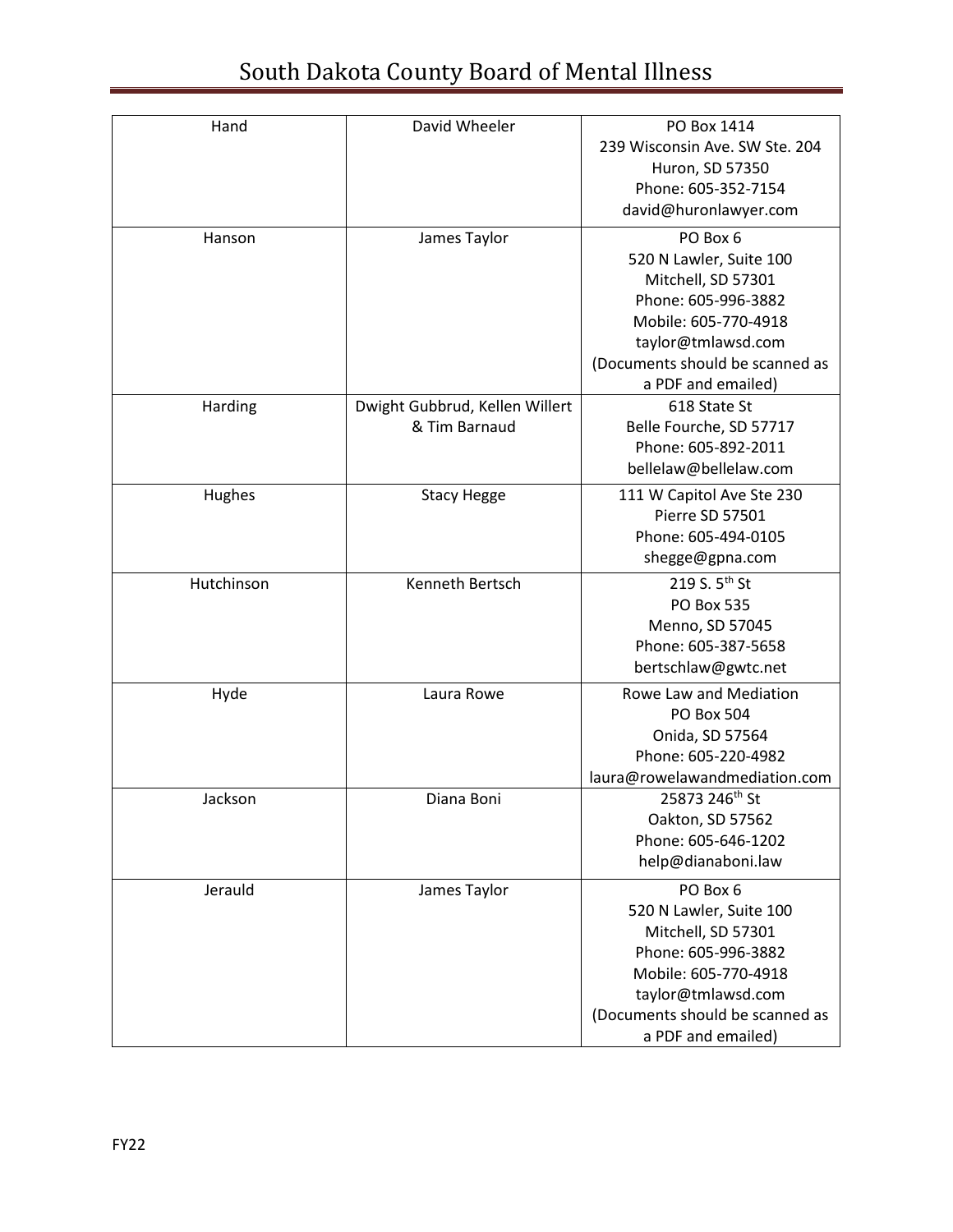| Hand | David Wheeler | PO Box 1414<br>239 Wisconsin Ave. SW Ste. 204<br>Huron, SD 57350<br>Phone: 605-352-7154<br>david@huronlawyer.com |
|---|---|---|
| Hanson | James Taylor | PO Box 6<br>520 N Lawler, Suite 100<br>Mitchell, SD 57301<br>Phone: 605-996-3882<br>Mobile: 605-770-4918<br>taylor@tmlawsd.com<br>(Documents should be scanned as a PDF and emailed) |
| Harding | Dwight Gubbrud, Kellen Willert & Tim Barnaud | 618 State St<br>Belle Fourche, SD 57717<br>Phone: 605-892-2011<br>bellelaw@bellelaw.com |
| Hughes | Stacy Hegge | 111 W Capitol Ave Ste 230<br>Pierre SD 57501<br>Phone: 605-494-0105<br>shegge@gpna.com |
| Hutchinson | Kenneth Bertsch | 219 S. 5th St<br>PO Box 535<br>Menno, SD 57045<br>Phone: 605-387-5658<br>bertschlaw@gwtc.net |
| Hyde | Laura Rowe | Rowe Law and Mediation<br>PO Box 504<br>Onida, SD 57564<br>Phone: 605-220-4982<br>laura@rowelawandmediation.com |
| Jackson | Diana Boni | 25873 246th St<br>Oakton, SD 57562<br>Phone: 605-646-1202<br>help@dianaboni.law |
| Jerauld | James Taylor | PO Box 6<br>520 N Lawler, Suite 100<br>Mitchell, SD 57301<br>Phone: 605-996-3882<br>Mobile: 605-770-4918<br>taylor@tmlawsd.com<br>(Documents should be scanned as a PDF and emailed) |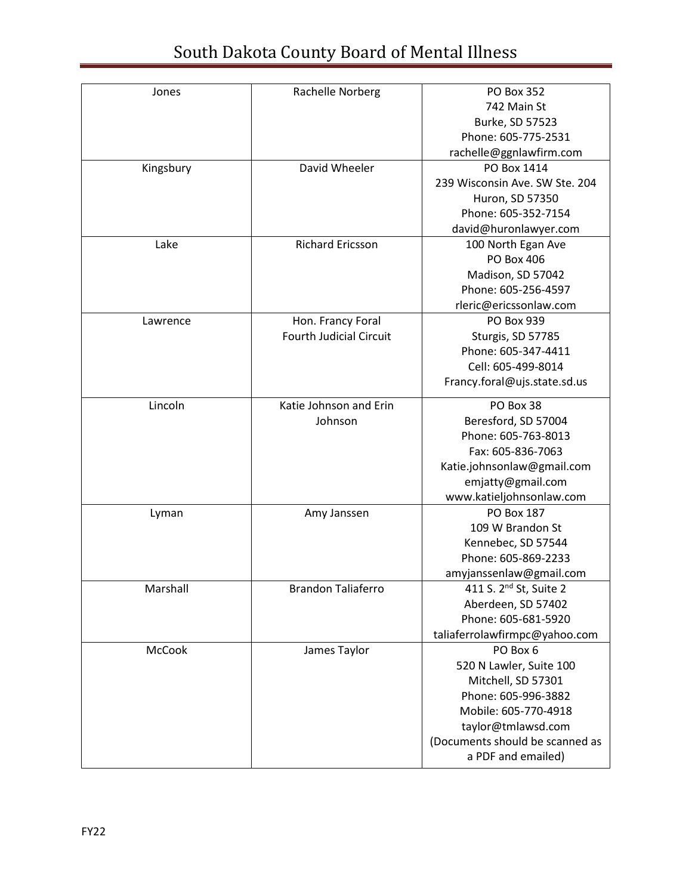| Jones | Rachelle Norberg | PO Box 352<br>742 Main St<br>Burke, SD 57523<br>Phone: 605-775-2531<br>rachelle@ggnlawfirm.com |
|---|---|---|
| Kingsbury | David Wheeler | PO Box 1414<br>239 Wisconsin Ave. SW Ste. 204<br>Huron, SD 57350<br>Phone: 605-352-7154<br>david@huronlawyer.com |
| Lake | Richard Ericsson | 100 North Egan Ave<br>PO Box 406<br>Madison, SD 57042<br>Phone: 605-256-4597<br>rleric@ericssonlaw.com |
| Lawrence | Hon. Francy Foral<br>Fourth Judicial Circuit | PO Box 939<br>Sturgis, SD 57785<br>Phone: 605-347-4411<br>Cell: 605-499-8014<br>Francy.foral@ujs.state.sd.us |
| Lincoln | Katie Johnson and Erin Johnson | PO Box 38<br>Beresford, SD 57004<br>Phone: 605-763-8013<br>Fax: 605-836-7063<br>Katie.johnsonlaw@gmail.com<br>emjatty@gmail.com<br>www.katieljohnsonlaw.com |
| Lyman | Amy Janssen | PO Box 187<br>109 W Brandon St<br>Kennebec, SD 57544<br>Phone: 605-869-2233<br>amyjanssenlaw@gmail.com |
| Marshall | Brandon Taliaferro | 411 S. 2nd St, Suite 2<br>Aberdeen, SD 57402<br>Phone: 605-681-5920<br>taliaferrolawfirmpc@yahoo.com |
| McCook | James Taylor | PO Box 6<br>520 N Lawler, Suite 100<br>Mitchell, SD 57301<br>Phone: 605-996-3882<br>Mobile: 605-770-4918<br>taylor@tmlawsd.com<br>(Documents should be scanned as a PDF and emailed) |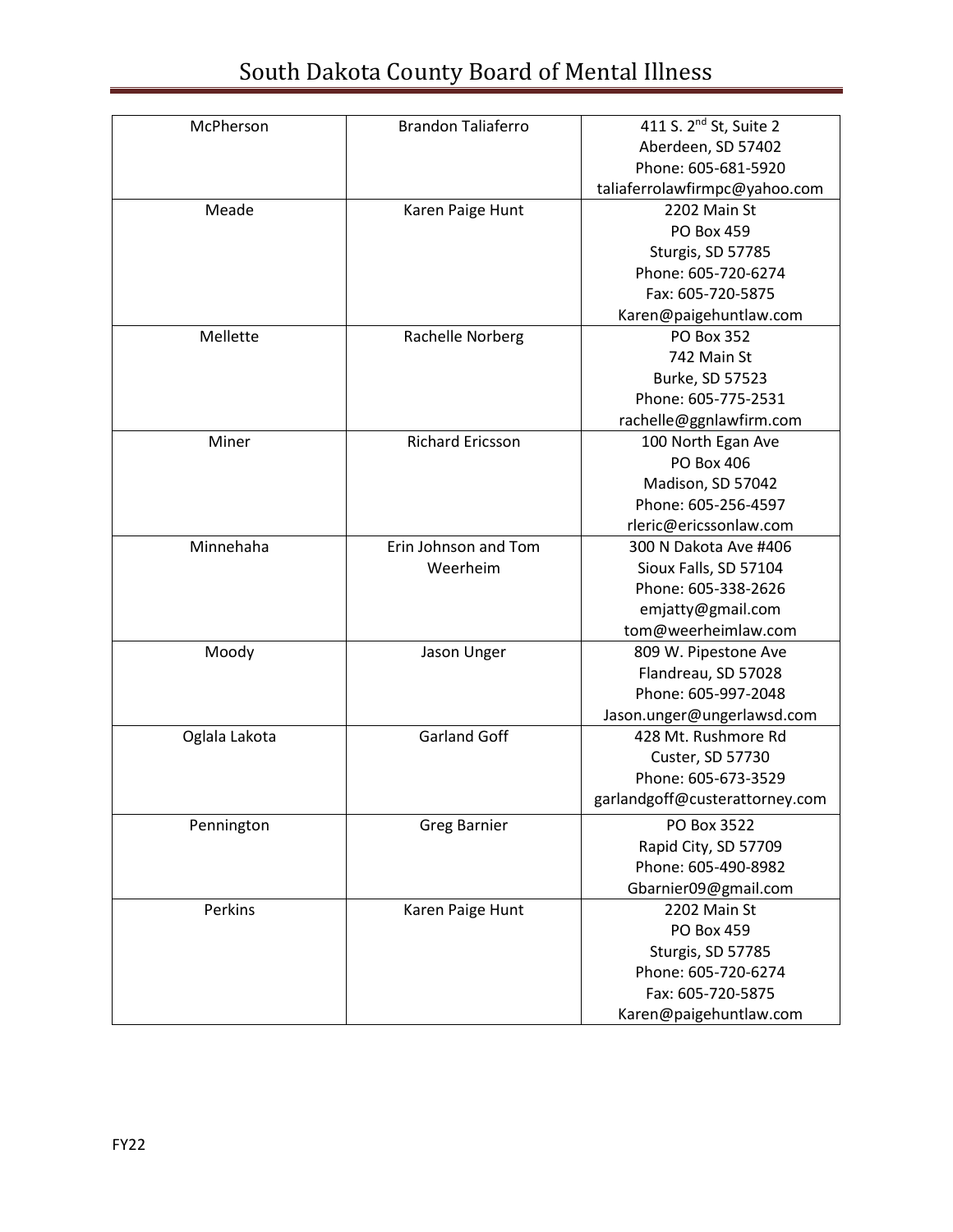| | | |
|---|---|---|
| McPherson | Brandon Taliaferro | 411 S. 2nd St, Suite 2<br>Aberdeen, SD 57402<br>Phone: 605-681-5920<br>taliaferrolawfirmpc@yahoo.com |
| Meade | Karen Paige Hunt | 2202 Main St<br>PO Box 459<br>Sturgis, SD 57785<br>Phone: 605-720-6274<br>Fax: 605-720-5875<br>Karen@paigehuntlaw.com |
| Mellette | Rachelle Norberg | PO Box 352<br>742 Main St<br>Burke, SD 57523<br>Phone: 605-775-2531<br>rachelle@ggnlawfirm.com |
| Miner | Richard Ericsson | 100 North Egan Ave<br>PO Box 406<br>Madison, SD 57042<br>Phone: 605-256-4597<br>rleric@ericssonlaw.com |
| Minnehaha | Erin Johnson and Tom Weerheim | 300 N Dakota Ave #406<br>Sioux Falls, SD 57104<br>Phone: 605-338-2626<br>emjatty@gmail.com<br>tom@weerheimlaw.com |
| Moody | Jason Unger | 809 W. Pipestone Ave<br>Flandreau, SD 57028<br>Phone: 605-997-2048<br>Jason.unger@ungerlawsd.com |
| Oglala Lakota | Garland Goff | 428 Mt. Rushmore Rd<br>Custer, SD 57730<br>Phone: 605-673-3529<br>garlandgoff@custerattorney.com |
| Pennington | Greg Barnier | PO Box 3522<br>Rapid City, SD 57709<br>Phone: 605-490-8982<br>Gbarnier09@gmail.com |
| Perkins | Karen Paige Hunt | 2202 Main St<br>PO Box 459<br>Sturgis, SD 57785<br>Phone: 605-720-6274<br>Fax: 605-720-5875<br>Karen@paigehuntlaw.com |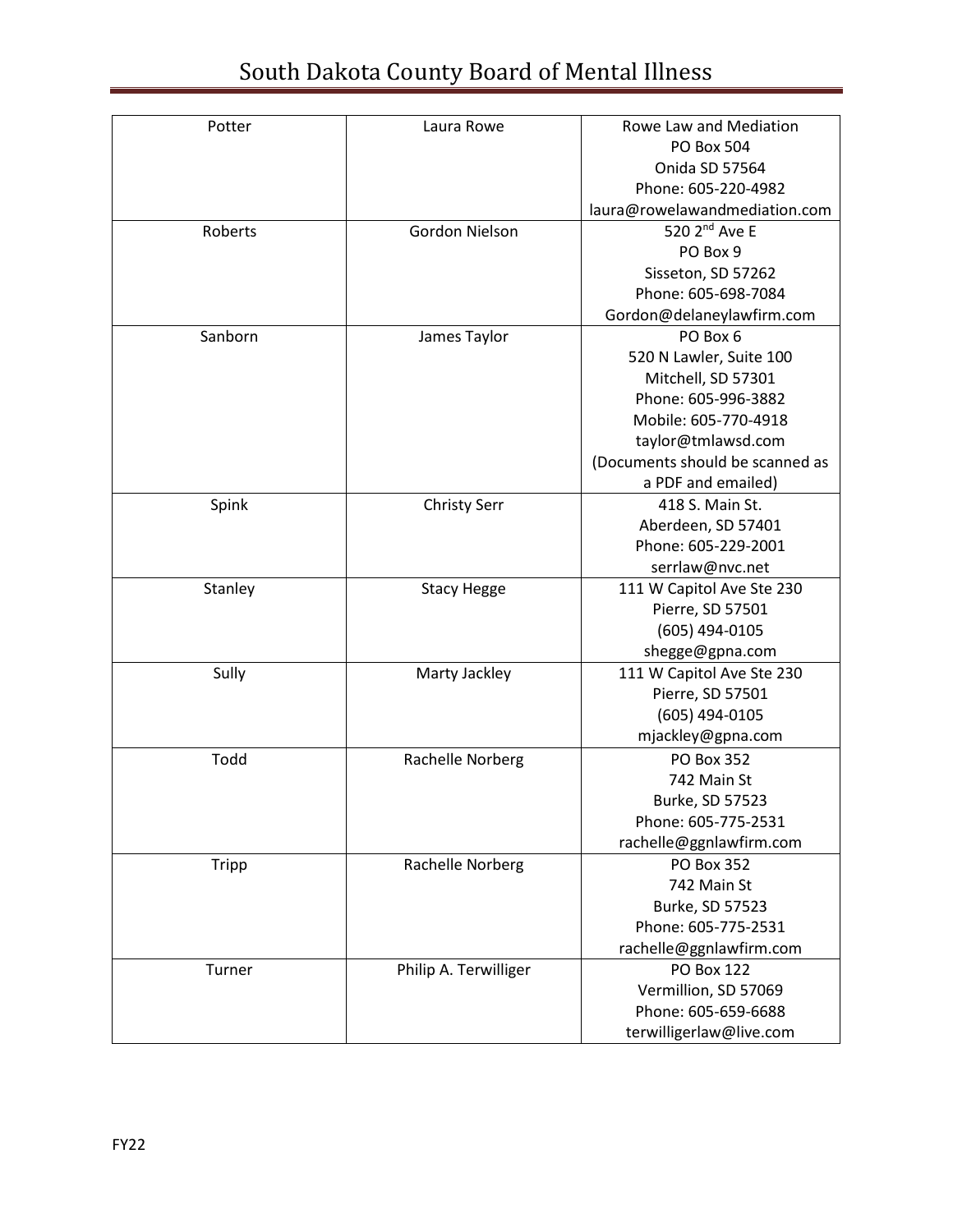| Potter | Laura Rowe | Rowe Law and Mediation<br>PO Box 504<br>Onida SD 57564<br>Phone: 605-220-4982<br>laura@rowelawandmediation.com |
|---|---|---|
| Roberts | Gordon Nielson | 520 2nd Ave E<br>PO Box 9<br>Sisseton, SD 57262<br>Phone: 605-698-7084<br>Gordon@delaneylawfirm.com |
| Sanborn | James Taylor | PO Box 6<br>520 N Lawler, Suite 100<br>Mitchell, SD 57301<br>Phone: 605-996-3882<br>Mobile: 605-770-4918<br>taylor@tmlawsd.com<br>(Documents should be scanned as a PDF and emailed) |
| Spink | Christy Serr | 418 S. Main St.<br>Aberdeen, SD 57401<br>Phone: 605-229-2001<br>serrlaw@nvc.net |
| Stanley | Stacy Hegge | 111 W Capitol Ave Ste 230<br>Pierre, SD 57501<br>(605) 494-0105<br>shegge@gpna.com |
| Sully | Marty Jackley | 111 W Capitol Ave Ste 230<br>Pierre, SD 57501<br>(605) 494-0105<br>mjackley@gpna.com |
| Todd | Rachelle Norberg | PO Box 352<br>742 Main St<br>Burke, SD 57523<br>Phone: 605-775-2531<br>rachelle@ggnlawfirm.com |
| Tripp | Rachelle Norberg | PO Box 352<br>742 Main St<br>Burke, SD 57523<br>Phone: 605-775-2531<br>rachelle@ggnlawfirm.com |
| Turner | Philip A. Terwilliger | PO Box 122<br>Vermillion, SD 57069<br>Phone: 605-659-6688<br>terwilligerlaw@live.com |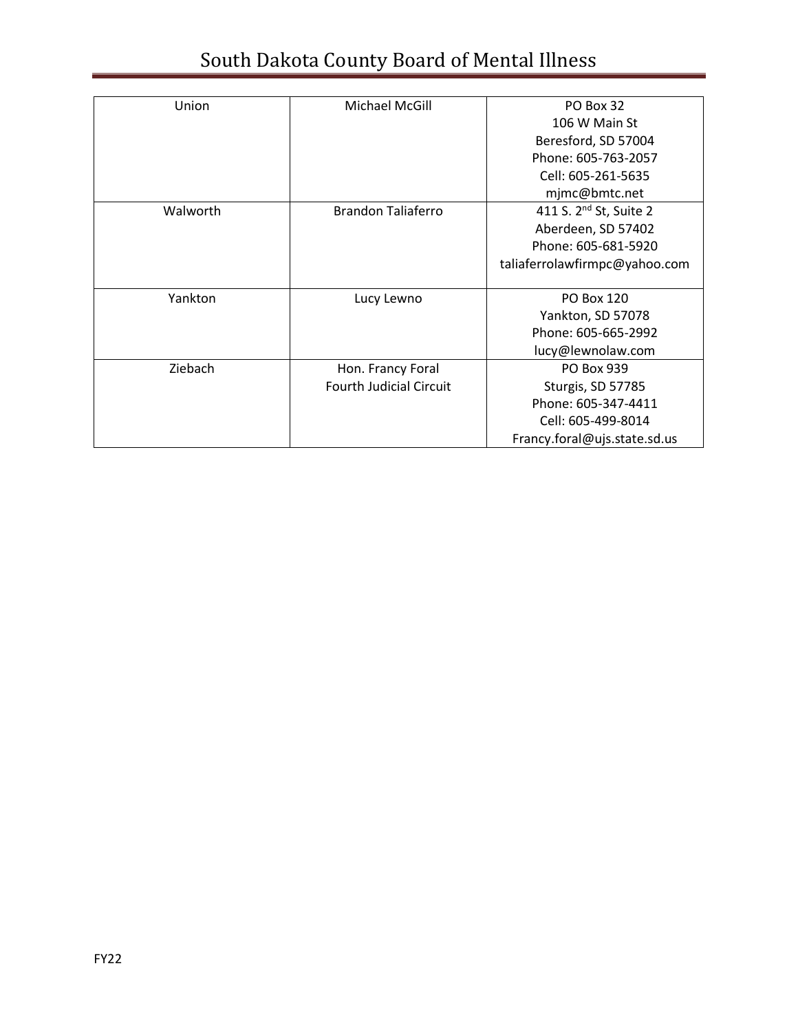| | | |
|---|---|---|
| Union | Michael McGill | PO Box 32<br>106 W Main St<br>Beresford, SD 57004<br>Phone: 605-763-2057<br>Cell: 605-261-5635<br>mjmc@bmtc.net |
| Walworth | Brandon Taliaferro | 411 S. 2nd St, Suite 2<br>Aberdeen, SD 57402<br>Phone: 605-681-5920<br>taliaferrolawfirmpc@yahoo.com |
| Yankton | Lucy Lewno | PO Box 120<br>Yankton, SD 57078<br>Phone: 605-665-2992<br>lucy@lewnolaw.com |
| Ziebach | Hon. Francy Foral<br>Fourth Judicial Circuit | PO Box 939<br>Sturgis, SD 57785<br>Phone: 605-347-4411<br>Cell: 605-499-8014<br>Francy.foral@ujs.state.sd.us |